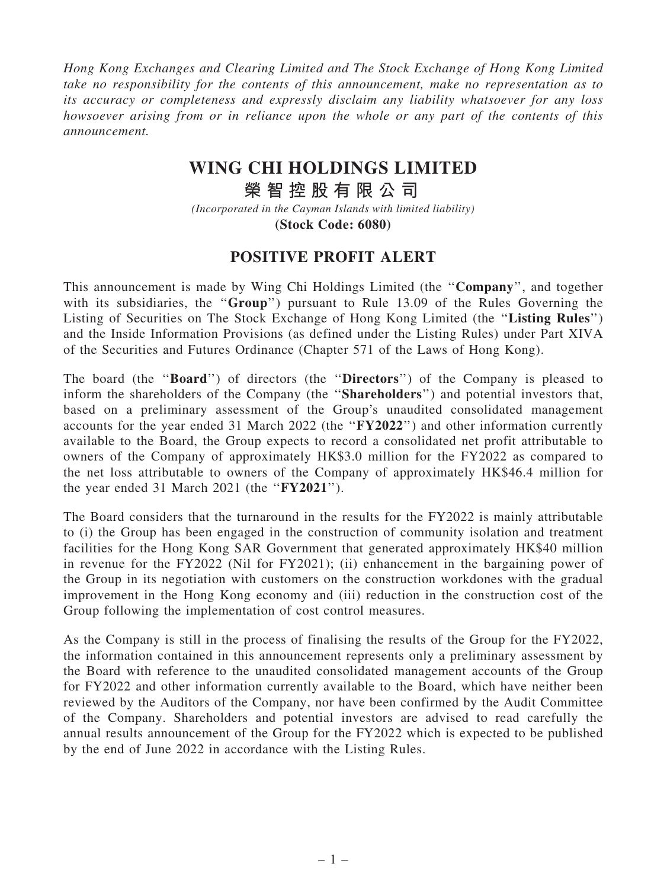*Hong Kong Exchanges and Clearing Limited and The Stock Exchange of Hong Kong Limited take no responsibility for the contents of this announcement, make no representation as to its accuracy or completeness and expressly disclaim any liability whatsoever for any loss howsoever arising from or in reliance upon the whole or any part of the contents of this announcement.*

# WING CHI HOLDINGS LIMITED
# 榮智控股有限公司

*(Incorporated in the Cayman Islands with limited liability)*
**(Stock Code: 6080)**

## POSITIVE PROFIT ALERT

This announcement is made by Wing Chi Holdings Limited (the ''**Company**'', and together with its subsidiaries, the ''**Group**'') pursuant to Rule 13.09 of the Rules Governing the Listing of Securities on The Stock Exchange of Hong Kong Limited (the ''**Listing Rules**'') and the Inside Information Provisions (as defined under the Listing Rules) under Part XIVA of the Securities and Futures Ordinance (Chapter 571 of the Laws of Hong Kong).

The board (the ''**Board**'') of directors (the ''**Directors**'') of the Company is pleased to inform the shareholders of the Company (the ''**Shareholders**'') and potential investors that, based on a preliminary assessment of the Group's unaudited consolidated management accounts for the year ended 31 March 2022 (the ''**FY2022**'') and other information currently available to the Board, the Group expects to record a consolidated net profit attributable to owners of the Company of approximately HK$3.0 million for the FY2022 as compared to the net loss attributable to owners of the Company of approximately HK$46.4 million for the year ended 31 March 2021 (the ''**FY2021**'').

The Board considers that the turnaround in the results for the FY2022 is mainly attributable to (i) the Group has been engaged in the construction of community isolation and treatment facilities for the Hong Kong SAR Government that generated approximately HK$40 million in revenue for the FY2022 (Nil for FY2021); (ii) enhancement in the bargaining power of the Group in its negotiation with customers on the construction workdones with the gradual improvement in the Hong Kong economy and (iii) reduction in the construction cost of the Group following the implementation of cost control measures.

As the Company is still in the process of finalising the results of the Group for the FY2022, the information contained in this announcement represents only a preliminary assessment by the Board with reference to the unaudited consolidated management accounts of the Group for FY2022 and other information currently available to the Board, which have neither been reviewed by the Auditors of the Company, nor have been confirmed by the Audit Committee of the Company. Shareholders and potential investors are advised to read carefully the annual results announcement of the Group for the FY2022 which is expected to be published by the end of June 2022 in accordance with the Listing Rules.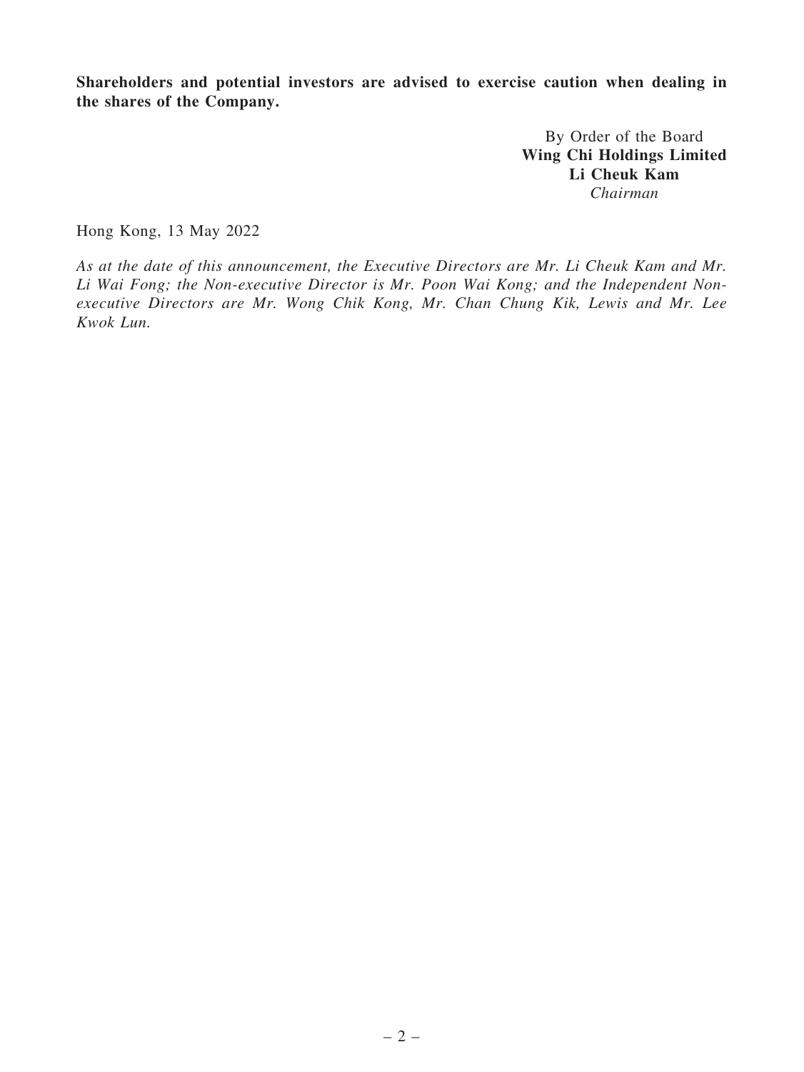**Shareholders and potential investors are advised to exercise caution when dealing in the shares of the Company.**

By Order of the Board
**Wing Chi Holdings Limited**
**Li Cheuk Kam**
*Chairman*

Hong Kong, 13 May 2022

*As at the date of this announcement, the Executive Directors are Mr. Li Cheuk Kam and Mr. Li Wai Fong; the Non-executive Director is Mr. Poon Wai Kong; and the Independent Non-executive Directors are Mr. Wong Chik Kong, Mr. Chan Chung Kik, Lewis and Mr. Lee Kwok Lun.*